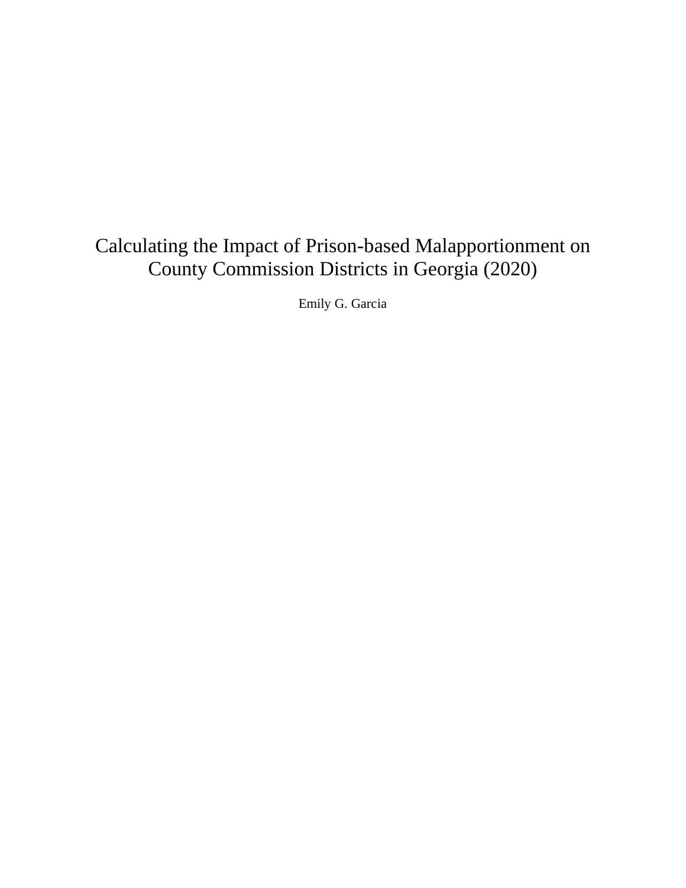# Calculating the Impact of Prison-based Malapportionment on County Commission Districts in Georgia (2020)

Emily G. Garcia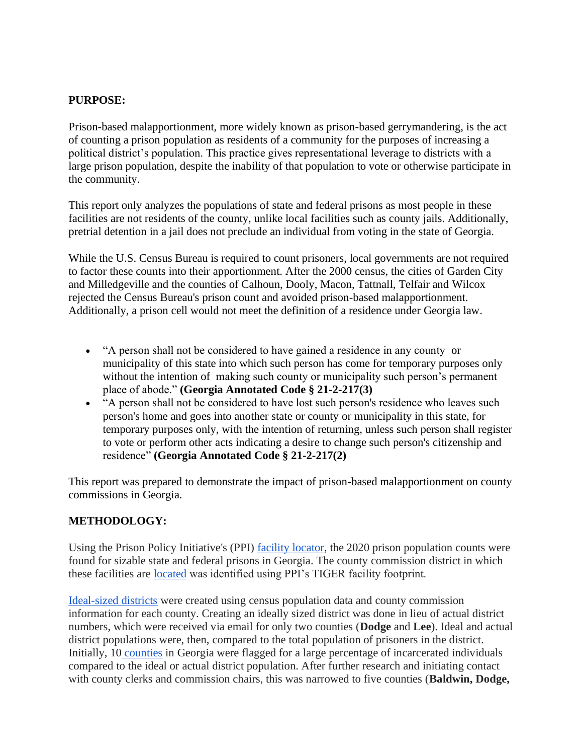## PURPOSE:

Prison-based malapportionment, more widely known as prison-based gerrymandering, is the act of counting a prison population as residents of a community for the purposes of increasing a political district's population. This practice gives representational leverage to districts with a large prison population, despite the inability of that population to vote or otherwise participate in the community.

This report only analyzes the populations of state and federal prisons as most people in these facilities are not residents of the county, unlike local facilities such as county jails. Additionally, pretrial detention in a jail does not preclude an individual from voting in the state of Georgia.

While the U.S. Census Bureau is required to count prisoners, local governments are not required to factor these counts into their apportionment. After the 2000 census, the cities of Garden City and Milledgeville and the counties of Calhoun, Dooly, Macon, Tattnall, Telfair and Wilcox rejected the Census Bureau's prison count and avoided prison-based malapportionment. Additionally, a prison cell would not meet the definition of a residence under Georgia law.

- "A person shall not be considered to have gained a residence in any county or municipality of this state into which such person has come for temporary purposes only without the intention of making such county or municipality such person's permanent place of abode." **(Georgia Annotated Code § 21-2-217(3)**
- "A person shall not be considered to have lost such person's residence who leaves such person's home and goes into another state or county or municipality in this state, for temporary purposes only, with the intention of returning, unless such person shall register to vote or perform other acts indicating a desire to change such person's citizenship and residence" **(Georgia Annotated Code § 21-2-217(2)**

This report was prepared to demonstrate the impact of prison-based malapportionment on county commissions in Georgia.

## METHODOLOGY:

Using the Prison Policy Initiative's (PPI) facility locator, the 2020 prison population counts were found for sizable state and federal prisons in Georgia. The county commission district in which these facilities are located was identified using PPI's TIGER facility footprint.

Ideal-sized districts were created using census population data and county commission information for each county. Creating an ideally sized district was done in lieu of actual district numbers, which were received via email for only two counties (**Dodge** and **Lee**). Ideal and actual district populations were, then, compared to the total population of prisoners in the district. Initially, 10 counties in Georgia were flagged for a large percentage of incarcerated individuals compared to the ideal or actual district population. After further research and initiating contact with county clerks and commission chairs, this was narrowed to five counties (**Baldwin, Dodge,**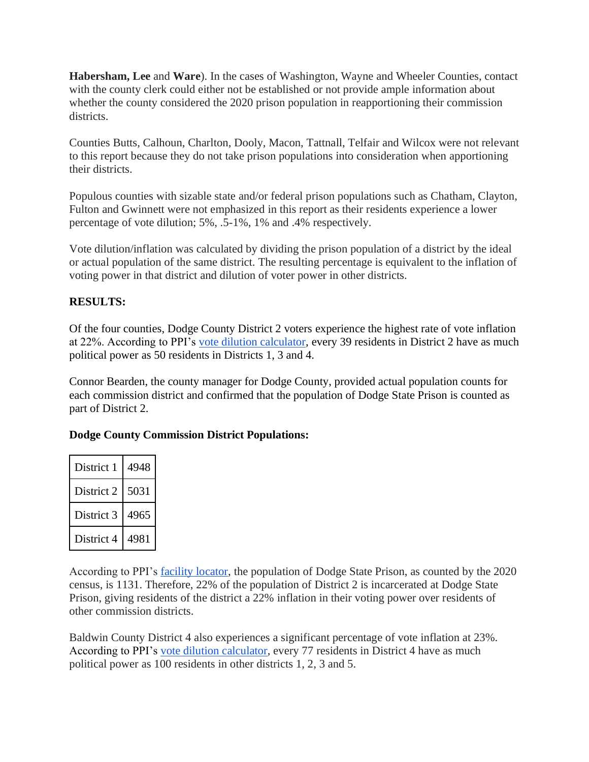**Habersham, Lee** and **Ware**). In the cases of Washington, Wayne and Wheeler Counties, contact with the county clerk could either not be established or not provide ample information about whether the county considered the 2020 prison population in reapportioning their commission districts.

Counties Butts, Calhoun, Charlton, Dooly, Macon, Tattnall, Telfair and Wilcox were not relevant to this report because they do not take prison populations into consideration when apportioning their districts.

Populous counties with sizable state and/or federal prison populations such as Chatham, Clayton, Fulton and Gwinnett were not emphasized in this report as their residents experience a lower percentage of vote dilution; 5%, .5-1%, 1% and .4% respectively.

Vote dilution/inflation was calculated by dividing the prison population of a district by the ideal or actual population of the same district. The resulting percentage is equivalent to the inflation of voting power in that district and dilution of voter power in other districts.

**RESULTS:**

Of the four counties, Dodge County District 2 voters experience the highest rate of vote inflation at 22%. According to PPI's vote dilution calculator, every 39 residents in District 2 have as much political power as 50 residents in Districts 1, 3 and 4.

Connor Bearden, the county manager for Dodge County, provided actual population counts for each commission district and confirmed that the population of Dodge State Prison is counted as part of District 2.

**Dodge County Commission District Populations:**

| District | Population |
|---|---|
| District 1 | 4948 |
| District 2 | 5031 |
| District 3 | 4965 |
| District 4 | 4981 |

According to PPI's facility locator, the population of Dodge State Prison, as counted by the 2020 census, is 1131. Therefore, 22% of the population of District 2 is incarcerated at Dodge State Prison, giving residents of the district a 22% inflation in their voting power over residents of other commission districts.

Baldwin County District 4 also experiences a significant percentage of vote inflation at 23%. According to PPI's vote dilution calculator, every 77 residents in District 4 have as much political power as 100 residents in other districts 1, 2, 3 and 5.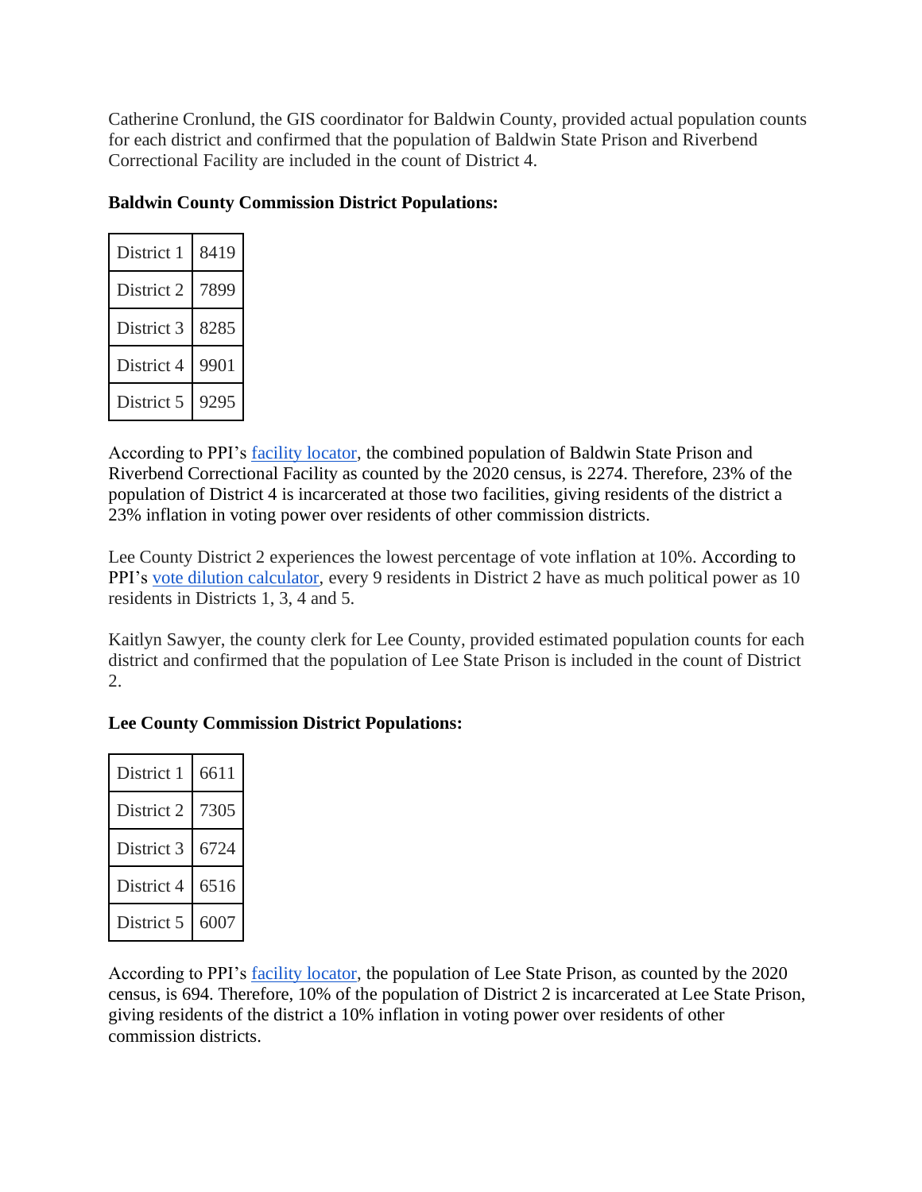Catherine Cronlund, the GIS coordinator for Baldwin County, provided actual population counts for each district and confirmed that the population of Baldwin State Prison and Riverbend Correctional Facility are included in the count of District 4.

**Baldwin County Commission District Populations:**

| | |
|---|---|
| District 1 | 8419 |
| District 2 | 7899 |
| District 3 | 8285 |
| District 4 | 9901 |
| District 5 | 9295 |

According to PPI's facility locator, the combined population of Baldwin State Prison and Riverbend Correctional Facility as counted by the 2020 census, is 2274. Therefore, 23% of the population of District 4 is incarcerated at those two facilities, giving residents of the district a 23% inflation in voting power over residents of other commission districts.

Lee County District 2 experiences the lowest percentage of vote inflation at 10%. According to PPI's vote dilution calculator, every 9 residents in District 2 have as much political power as 10 residents in Districts 1, 3, 4 and 5.

Kaitlyn Sawyer, the county clerk for Lee County, provided estimated population counts for each district and confirmed that the population of Lee State Prison is included in the count of District 2.

**Lee County Commission District Populations:**

| | |
|---|---|
| District 1 | 6611 |
| District 2 | 7305 |
| District 3 | 6724 |
| District 4 | 6516 |
| District 5 | 6007 |

According to PPI's facility locator, the population of Lee State Prison, as counted by the 2020 census, is 694. Therefore, 10% of the population of District 2 is incarcerated at Lee State Prison, giving residents of the district a 10% inflation in voting power over residents of other commission districts.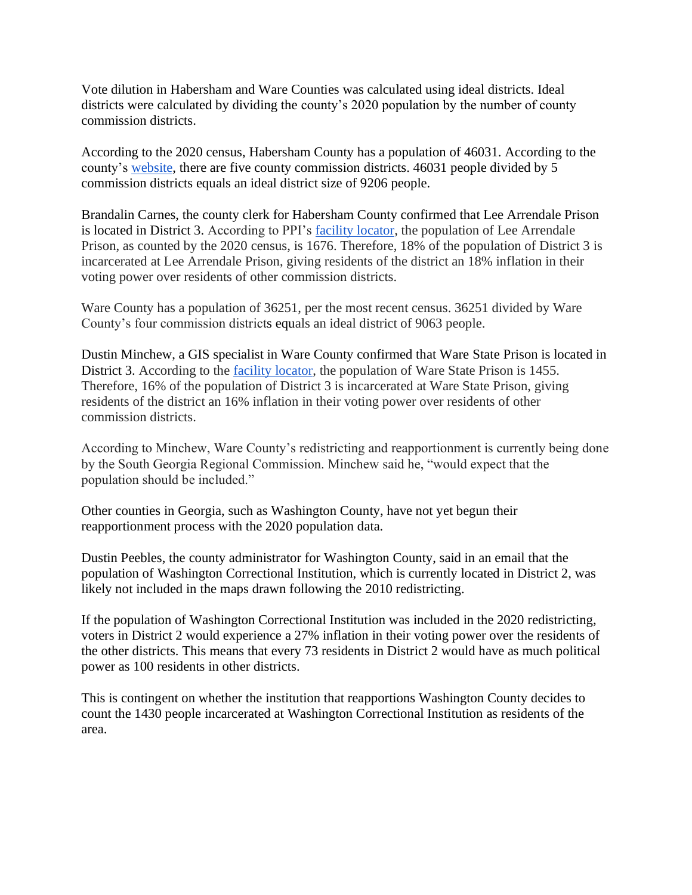Vote dilution in Habersham and Ware Counties was calculated using ideal districts. Ideal districts were calculated by dividing the county's 2020 population by the number of county commission districts.

According to the 2020 census, Habersham County has a population of 46031. According to the county's website, there are five county commission districts. 46031 people divided by 5 commission districts equals an ideal district size of 9206 people.

Brandalin Carnes, the county clerk for Habersham County confirmed that Lee Arrendale Prison is located in District 3. According to PPI's facility locator, the population of Lee Arrendale Prison, as counted by the 2020 census, is 1676. Therefore, 18% of the population of District 3 is incarcerated at Lee Arrendale Prison, giving residents of the district an 18% inflation in their voting power over residents of other commission districts.

Ware County has a population of 36251, per the most recent census. 36251 divided by Ware County's four commission districts equals an ideal district of 9063 people.

Dustin Minchew, a GIS specialist in Ware County confirmed that Ware State Prison is located in District 3. According to the facility locator, the population of Ware State Prison is 1455. Therefore, 16% of the population of District 3 is incarcerated at Ware State Prison, giving residents of the district an 16% inflation in their voting power over residents of other commission districts.

According to Minchew, Ware County's redistricting and reapportionment is currently being done by the South Georgia Regional Commission. Minchew said he, "would expect that the population should be included."

Other counties in Georgia, such as Washington County, have not yet begun their reapportionment process with the 2020 population data.

Dustin Peebles, the county administrator for Washington County, said in an email that the population of Washington Correctional Institution, which is currently located in District 2, was likely not included in the maps drawn following the 2010 redistricting.

If the population of Washington Correctional Institution was included in the 2020 redistricting, voters in District 2 would experience a 27% inflation in their voting power over the residents of the other districts. This means that every 73 residents in District 2 would have as much political power as 100 residents in other districts.

This is contingent on whether the institution that reapportions Washington County decides to count the 1430 people incarcerated at Washington Correctional Institution as residents of the area.